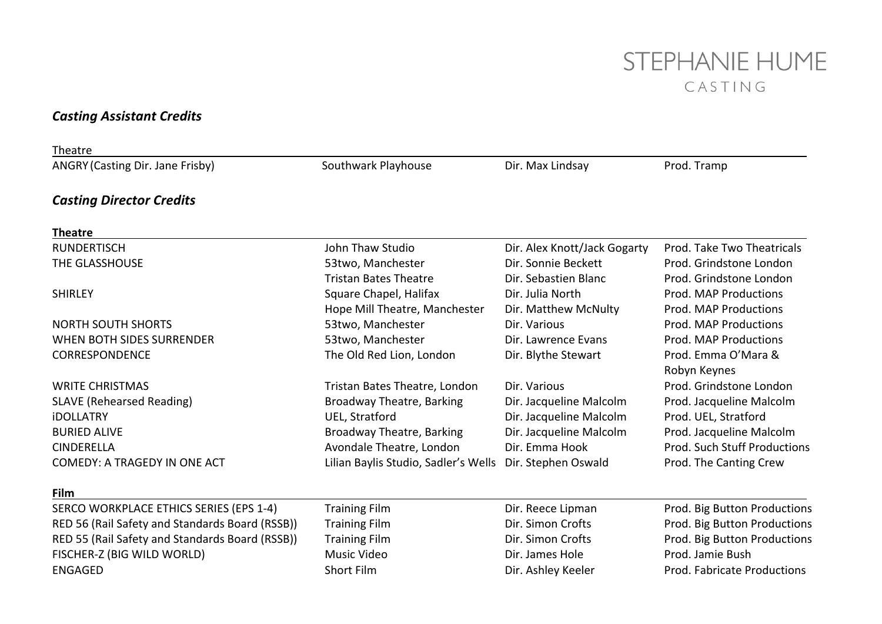# STEPHANIE HUME
CASTING

## *Casting Assistant Credits*

| Theatre | | | |
|---|---|---|---|
| ANGRY (Casting Dir. Jane Frisby) | Southwark Playhouse | Dir. Max Lindsay | Prod. Tramp |

## *Casting Director Credits*

| **Theatre** | | | |
|---|---|---|---|
| RUNDERTISCH | John Thaw Studio | Dir. Alex Knott/Jack Gogarty | Prod. Take Two Theatricals |
| THE GLASSHOUSE | 53two, Manchester | Dir. Sonnie Beckett | Prod. Grindstone London |
| | Tristan Bates Theatre | Dir. Sebastien Blanc | Prod. Grindstone London |
| SHIRLEY | Square Chapel, Halifax | Dir. Julia North | Prod. MAP Productions |
| | Hope Mill Theatre, Manchester | Dir. Matthew McNulty | Prod. MAP Productions |
| NORTH SOUTH SHORTS | 53two, Manchester | Dir. Various | Prod. MAP Productions |
| WHEN BOTH SIDES SURRENDER | 53two, Manchester | Dir. Lawrence Evans | Prod. MAP Productions |
| CORRESPONDENCE | The Old Red Lion, London | Dir. Blythe Stewart | Prod. Emma O'Mara & Robyn Keynes |
| WRITE CHRISTMAS | Tristan Bates Theatre, London | Dir. Various | Prod. Grindstone London |
| SLAVE (Rehearsed Reading) | Broadway Theatre, Barking | Dir. Jacqueline Malcolm | Prod. Jacqueline Malcolm |
| iDOLLATRY | UEL, Stratford | Dir. Jacqueline Malcolm | Prod. UEL, Stratford |
| BURIED ALIVE | Broadway Theatre, Barking | Dir. Jacqueline Malcolm | Prod. Jacqueline Malcolm |
| CINDERELLA | Avondale Theatre, London | Dir. Emma Hook | Prod. Such Stuff Productions |
| COMEDY: A TRAGEDY IN ONE ACT | Lilian Baylis Studio, Sadler's Wells | Dir. Stephen Oswald | Prod. The Canting Crew |

| **Film** | | | |
|---|---|---|---|
| SERCO WORKPLACE ETHICS SERIES (EPS 1-4) | Training Film | Dir. Reece Lipman | Prod. Big Button Productions |
| RED 56 (Rail Safety and Standards Board (RSSB)) | Training Film | Dir. Simon Crofts | Prod. Big Button Productions |
| RED 55 (Rail Safety and Standards Board (RSSB)) | Training Film | Dir. Simon Crofts | Prod. Big Button Productions |
| FISCHER-Z (BIG WILD WORLD) | Music Video | Dir. James Hole | Prod. Jamie Bush |
| ENGAGED | Short Film | Dir. Ashley Keeler | Prod. Fabricate Productions |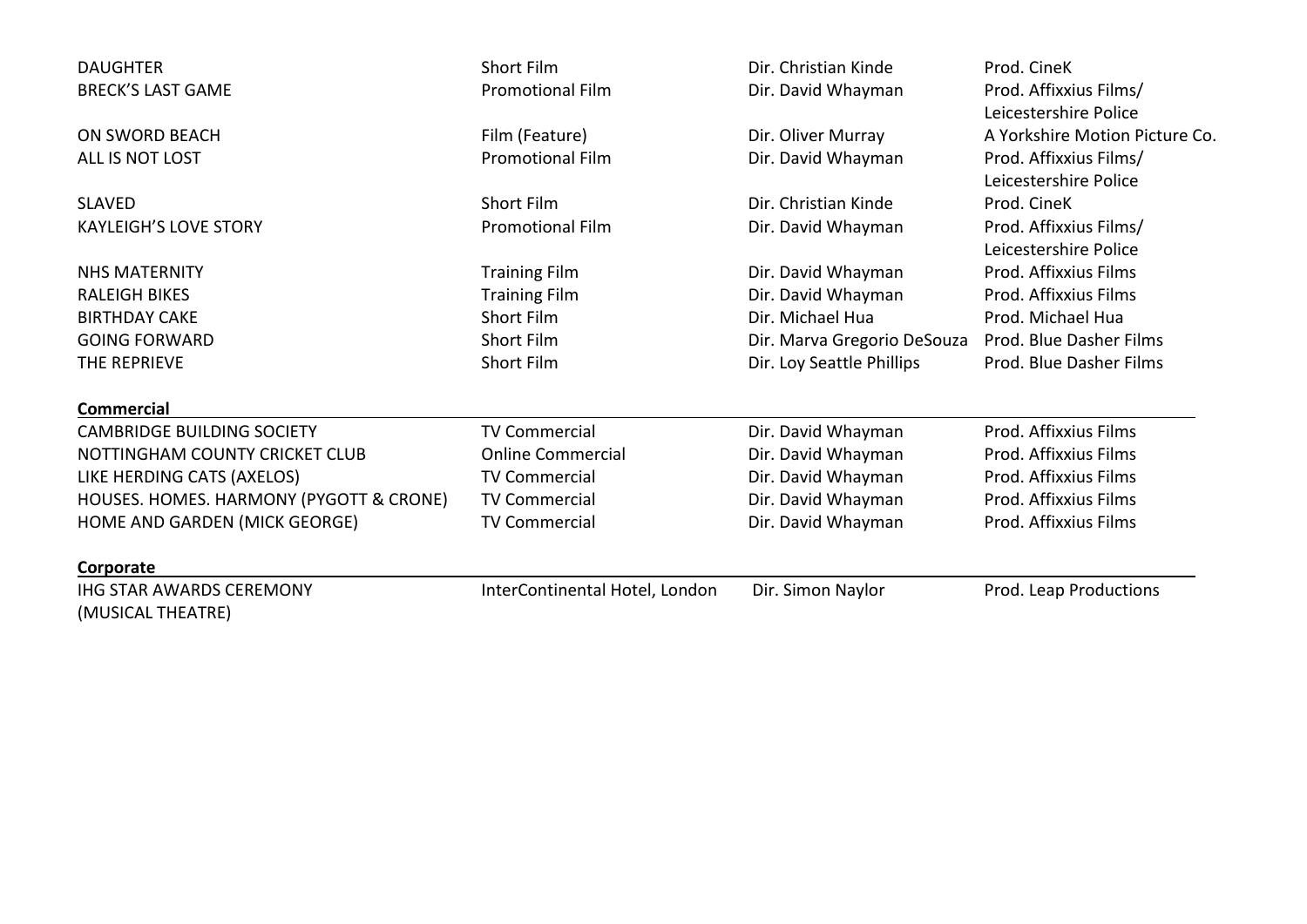| | | | |
|---|---|---|---|
| DAUGHTER | Short Film | Dir. Christian Kinde | Prod. CineK |
| BRECK'S LAST GAME | Promotional Film | Dir. David Whayman | Prod. Affixxius Films/ Leicestershire Police |
| ON SWORD BEACH | Film (Feature) | Dir. Oliver Murray | A Yorkshire Motion Picture Co. |
| ALL IS NOT LOST | Promotional Film | Dir. David Whayman | Prod. Affixxius Films/ Leicestershire Police |
| SLAVED | Short Film | Dir. Christian Kinde | Prod. CineK |
| KAYLEIGH'S LOVE STORY | Promotional Film | Dir. David Whayman | Prod. Affixxius Films/ Leicestershire Police |
| NHS MATERNITY | Training Film | Dir. David Whayman | Prod. Affixxius Films |
| RALEIGH BIKES | Training Film | Dir. David Whayman | Prod. Affixxius Films |
| BIRTHDAY CAKE | Short Film | Dir. Michael Hua | Prod. Michael Hua |
| GOING FORWARD | Short Film | Dir. Marva Gregorio DeSouza | Prod. Blue Dasher Films |
| THE REPRIEVE | Short Film | Dir. Loy Seattle Phillips | Prod. Blue Dasher Films |

**Commercial**

| | | | |
|---|---|---|---|
| CAMBRIDGE BUILDING SOCIETY | TV Commercial | Dir. David Whayman | Prod. Affixxius Films |
| NOTTINGHAM COUNTY CRICKET CLUB | Online Commercial | Dir. David Whayman | Prod. Affixxius Films |
| LIKE HERDING CATS (AXELOS) | TV Commercial | Dir. David Whayman | Prod. Affixxius Films |
| HOUSES. HOMES. HARMONY (PYGOTT & CRONE) | TV Commercial | Dir. David Whayman | Prod. Affixxius Films |
| HOME AND GARDEN (MICK GEORGE) | TV Commercial | Dir. David Whayman | Prod. Affixxius Films |

**Corporate**

| | | | |
|---|---|---|---|
| IHG STAR AWARDS CEREMONY (MUSICAL THEATRE) | InterContinental Hotel, London | Dir. Simon Naylor | Prod. Leap Productions |